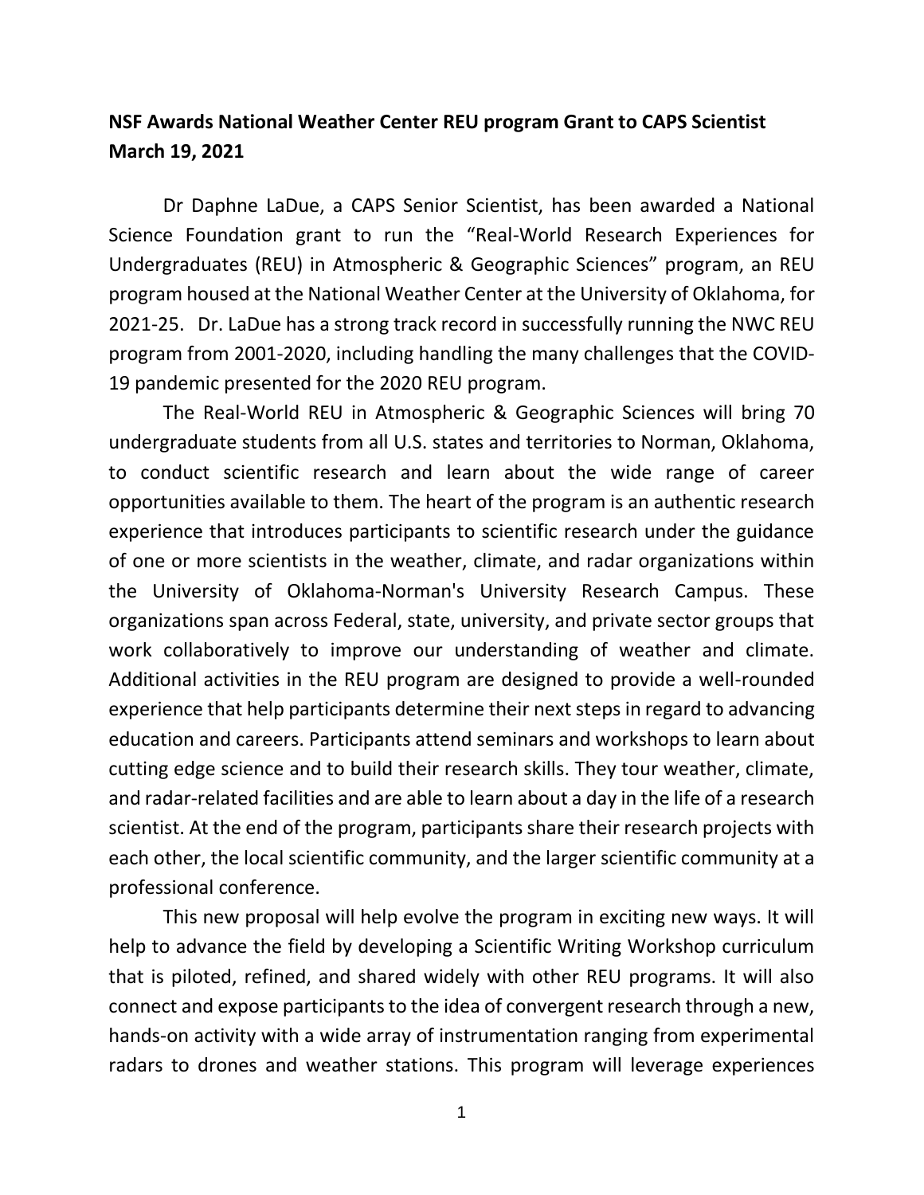**NSF Awards National Weather Center REU program Grant to CAPS Scientist**
**March 19, 2021**

Dr Daphne LaDue, a CAPS Senior Scientist, has been awarded a National Science Foundation grant to run the "Real-World Research Experiences for Undergraduates (REU) in Atmospheric & Geographic Sciences" program, an REU program housed at the National Weather Center at the University of Oklahoma, for 2021-25. Dr. LaDue has a strong track record in successfully running the NWC REU program from 2001-2020, including handling the many challenges that the COVID-19 pandemic presented for the 2020 REU program.

The Real-World REU in Atmospheric & Geographic Sciences will bring 70 undergraduate students from all U.S. states and territories to Norman, Oklahoma, to conduct scientific research and learn about the wide range of career opportunities available to them. The heart of the program is an authentic research experience that introduces participants to scientific research under the guidance of one or more scientists in the weather, climate, and radar organizations within the University of Oklahoma-Norman's University Research Campus. These organizations span across Federal, state, university, and private sector groups that work collaboratively to improve our understanding of weather and climate. Additional activities in the REU program are designed to provide a well-rounded experience that help participants determine their next steps in regard to advancing education and careers. Participants attend seminars and workshops to learn about cutting edge science and to build their research skills. They tour weather, climate, and radar-related facilities and are able to learn about a day in the life of a research scientist. At the end of the program, participants share their research projects with each other, the local scientific community, and the larger scientific community at a professional conference.

This new proposal will help evolve the program in exciting new ways. It will help to advance the field by developing a Scientific Writing Workshop curriculum that is piloted, refined, and shared widely with other REU programs. It will also connect and expose participants to the idea of convergent research through a new, hands-on activity with a wide array of instrumentation ranging from experimental radars to drones and weather stations. This program will leverage experiences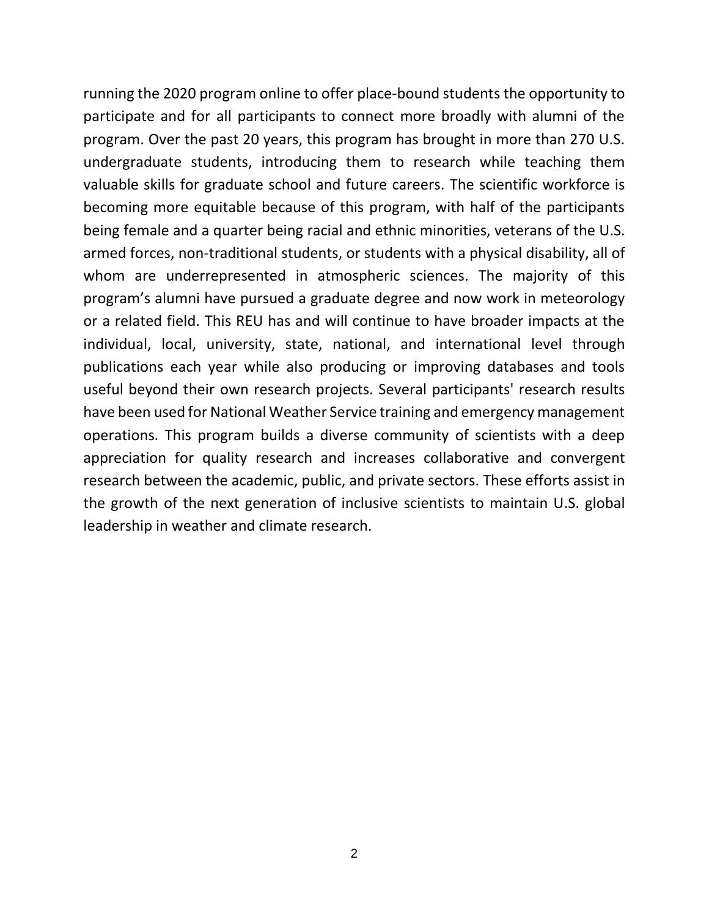running the 2020 program online to offer place-bound students the opportunity to participate and for all participants to connect more broadly with alumni of the program. Over the past 20 years, this program has brought in more than 270 U.S. undergraduate students, introducing them to research while teaching them valuable skills for graduate school and future careers. The scientific workforce is becoming more equitable because of this program, with half of the participants being female and a quarter being racial and ethnic minorities, veterans of the U.S. armed forces, non-traditional students, or students with a physical disability, all of whom are underrepresented in atmospheric sciences. The majority of this program's alumni have pursued a graduate degree and now work in meteorology or a related field. This REU has and will continue to have broader impacts at the individual, local, university, state, national, and international level through publications each year while also producing or improving databases and tools useful beyond their own research projects. Several participants' research results have been used for National Weather Service training and emergency management operations. This program builds a diverse community of scientists with a deep appreciation for quality research and increases collaborative and convergent research between the academic, public, and private sectors. These efforts assist in the growth of the next generation of inclusive scientists to maintain U.S. global leadership in weather and climate research.